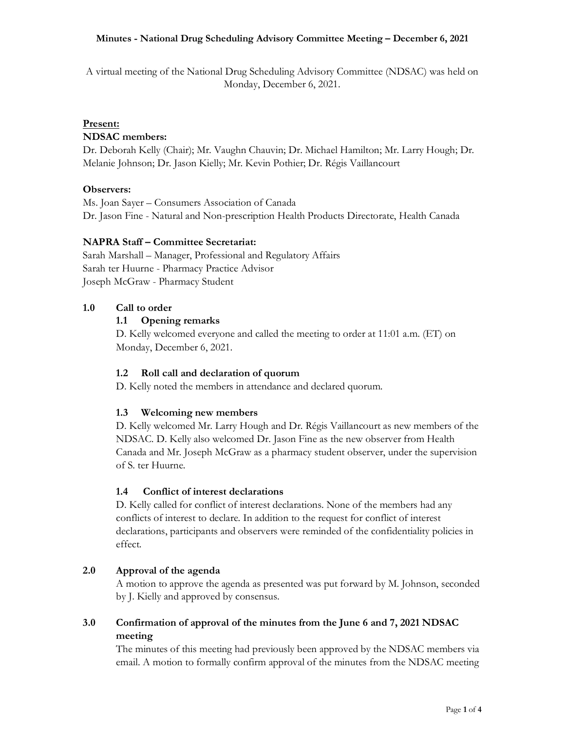# Minutes - National Drug Scheduling Advisory Committee Meeting – December 6, 2021

A virtual meeting of the National Drug Scheduling Advisory Committee (NDSAC) was held on Monday, December 6, 2021.

**Present:**

**NDSAC members:**

Dr. Deborah Kelly (Chair); Mr. Vaughn Chauvin; Dr. Michael Hamilton; Mr. Larry Hough; Dr. Melanie Johnson; Dr. Jason Kielly; Mr. Kevin Pothier; Dr. Régis Vaillancourt

**Observers:**

Ms. Joan Sayer – Consumers Association of Canada
Dr. Jason Fine - Natural and Non-prescription Health Products Directorate, Health Canada

**NAPRA Staff – Committee Secretariat:**

Sarah Marshall – Manager, Professional and Regulatory Affairs
Sarah ter Huurne - Pharmacy Practice Advisor
Joseph McGraw - Pharmacy Student

## 1.0 Call to order

### 1.1 Opening remarks

D. Kelly welcomed everyone and called the meeting to order at 11:01 a.m. (ET) on Monday, December 6, 2021.

### 1.2 Roll call and declaration of quorum

D. Kelly noted the members in attendance and declared quorum.

### 1.3 Welcoming new members

D. Kelly welcomed Mr. Larry Hough and Dr. Régis Vaillancourt as new members of the NDSAC. D. Kelly also welcomed Dr. Jason Fine as the new observer from Health Canada and Mr. Joseph McGraw as a pharmacy student observer, under the supervision of S. ter Huurne.

### 1.4 Conflict of interest declarations

D. Kelly called for conflict of interest declarations. None of the members had any conflicts of interest to declare. In addition to the request for conflict of interest declarations, participants and observers were reminded of the confidentiality policies in effect.

## 2.0 Approval of the agenda

A motion to approve the agenda as presented was put forward by M. Johnson, seconded by J. Kielly and approved by consensus.

## 3.0 Confirmation of approval of the minutes from the June 6 and 7, 2021 NDSAC meeting

The minutes of this meeting had previously been approved by the NDSAC members via email. A motion to formally confirm approval of the minutes from the NDSAC meeting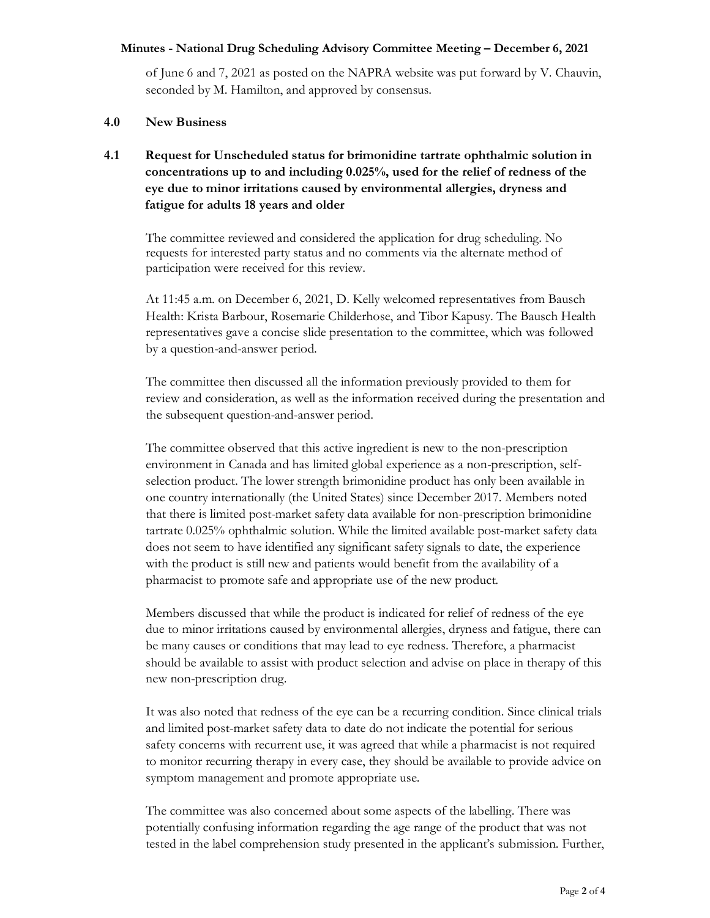of June 6 and 7, 2021 as posted on the NAPRA website was put forward by V. Chauvin, seconded by M. Hamilton, and approved by consensus.

## 4.0 New Business

### 4.1 Request for Unscheduled status for brimonidine tartrate ophthalmic solution in concentrations up to and including 0.025%, used for the relief of redness of the eye due to minor irritations caused by environmental allergies, dryness and fatigue for adults 18 years and older

The committee reviewed and considered the application for drug scheduling. No requests for interested party status and no comments via the alternate method of participation were received for this review.

At 11:45 a.m. on December 6, 2021, D. Kelly welcomed representatives from Bausch Health: Krista Barbour, Rosemarie Childerhose, and Tibor Kapusy. The Bausch Health representatives gave a concise slide presentation to the committee, which was followed by a question-and-answer period.

The committee then discussed all the information previously provided to them for review and consideration, as well as the information received during the presentation and the subsequent question-and-answer period.

The committee observed that this active ingredient is new to the non-prescription environment in Canada and has limited global experience as a non-prescription, self-selection product. The lower strength brimonidine product has only been available in one country internationally (the United States) since December 2017. Members noted that there is limited post-market safety data available for non-prescription brimonidine tartrate 0.025% ophthalmic solution. While the limited available post-market safety data does not seem to have identified any significant safety signals to date, the experience with the product is still new and patients would benefit from the availability of a pharmacist to promote safe and appropriate use of the new product.

Members discussed that while the product is indicated for relief of redness of the eye due to minor irritations caused by environmental allergies, dryness and fatigue, there can be many causes or conditions that may lead to eye redness. Therefore, a pharmacist should be available to assist with product selection and advise on place in therapy of this new non-prescription drug.

It was also noted that redness of the eye can be a recurring condition. Since clinical trials and limited post-market safety data to date do not indicate the potential for serious safety concerns with recurrent use, it was agreed that while a pharmacist is not required to monitor recurring therapy in every case, they should be available to provide advice on symptom management and promote appropriate use.

The committee was also concerned about some aspects of the labelling. There was potentially confusing information regarding the age range of the product that was not tested in the label comprehension study presented in the applicant's submission. Further,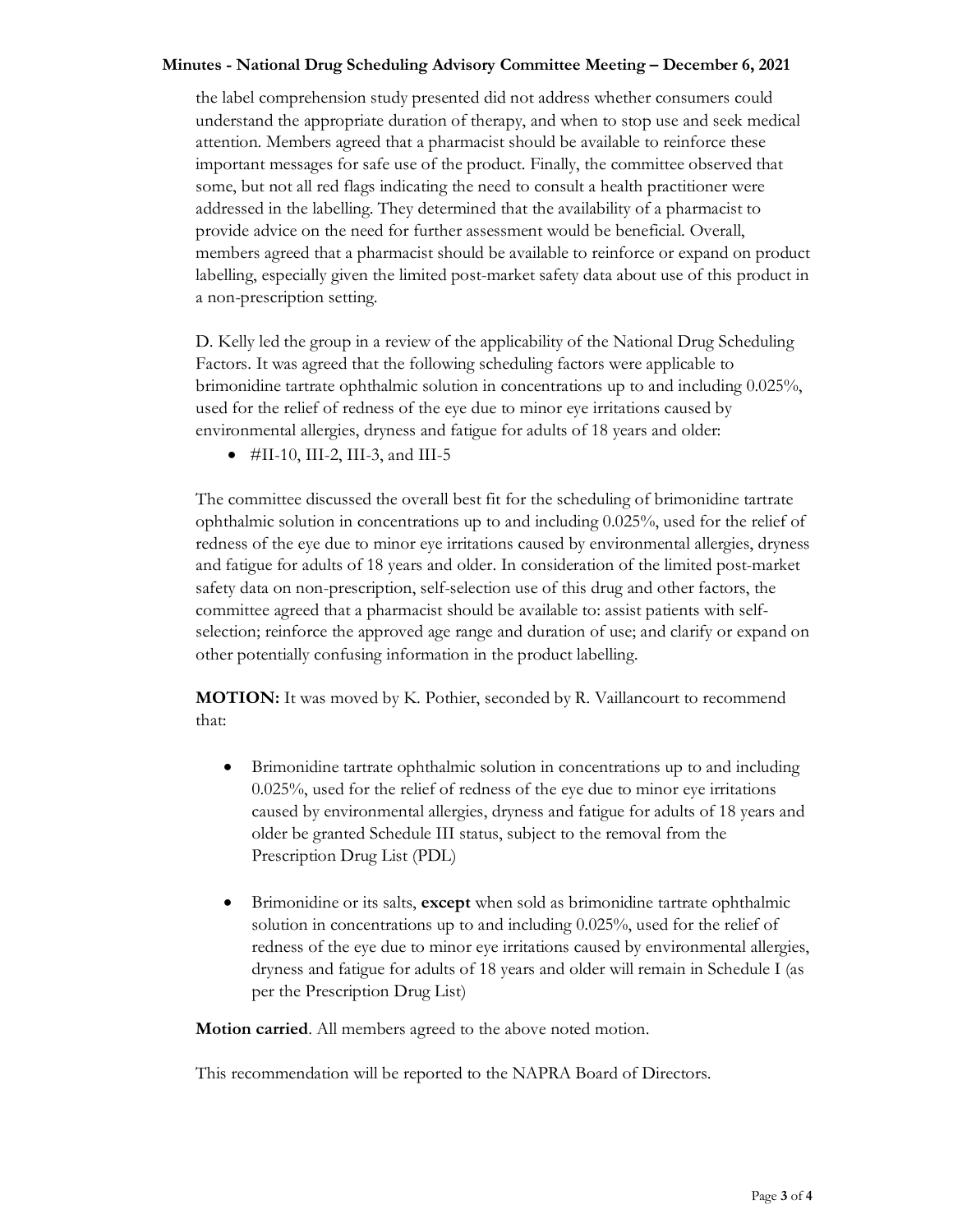the label comprehension study presented did not address whether consumers could understand the appropriate duration of therapy, and when to stop use and seek medical attention. Members agreed that a pharmacist should be available to reinforce these important messages for safe use of the product. Finally, the committee observed that some, but not all red flags indicating the need to consult a health practitioner were addressed in the labelling. They determined that the availability of a pharmacist to provide advice on the need for further assessment would be beneficial. Overall, members agreed that a pharmacist should be available to reinforce or expand on product labelling, especially given the limited post-market safety data about use of this product in a non-prescription setting.

D. Kelly led the group in a review of the applicability of the National Drug Scheduling Factors. It was agreed that the following scheduling factors were applicable to brimonidine tartrate ophthalmic solution in concentrations up to and including 0.025%, used for the relief of redness of the eye due to minor eye irritations caused by environmental allergies, dryness and fatigue for adults of 18 years and older:

- #II-10, III-2, III-3, and III-5

The committee discussed the overall best fit for the scheduling of brimonidine tartrate ophthalmic solution in concentrations up to and including 0.025%, used for the relief of redness of the eye due to minor eye irritations caused by environmental allergies, dryness and fatigue for adults of 18 years and older. In consideration of the limited post-market safety data on non-prescription, self-selection use of this drug and other factors, the committee agreed that a pharmacist should be available to: assist patients with self-selection; reinforce the approved age range and duration of use; and clarify or expand on other potentially confusing information in the product labelling.

**MOTION:** It was moved by K. Pothier, seconded by R. Vaillancourt to recommend that:

- Brimonidine tartrate ophthalmic solution in concentrations up to and including 0.025%, used for the relief of redness of the eye due to minor eye irritations caused by environmental allergies, dryness and fatigue for adults of 18 years and older be granted Schedule III status, subject to the removal from the Prescription Drug List (PDL)

- Brimonidine or its salts, **except** when sold as brimonidine tartrate ophthalmic solution in concentrations up to and including 0.025%, used for the relief of redness of the eye due to minor eye irritations caused by environmental allergies, dryness and fatigue for adults of 18 years and older will remain in Schedule I (as per the Prescription Drug List)

**Motion carried**. All members agreed to the above noted motion.

This recommendation will be reported to the NAPRA Board of Directors.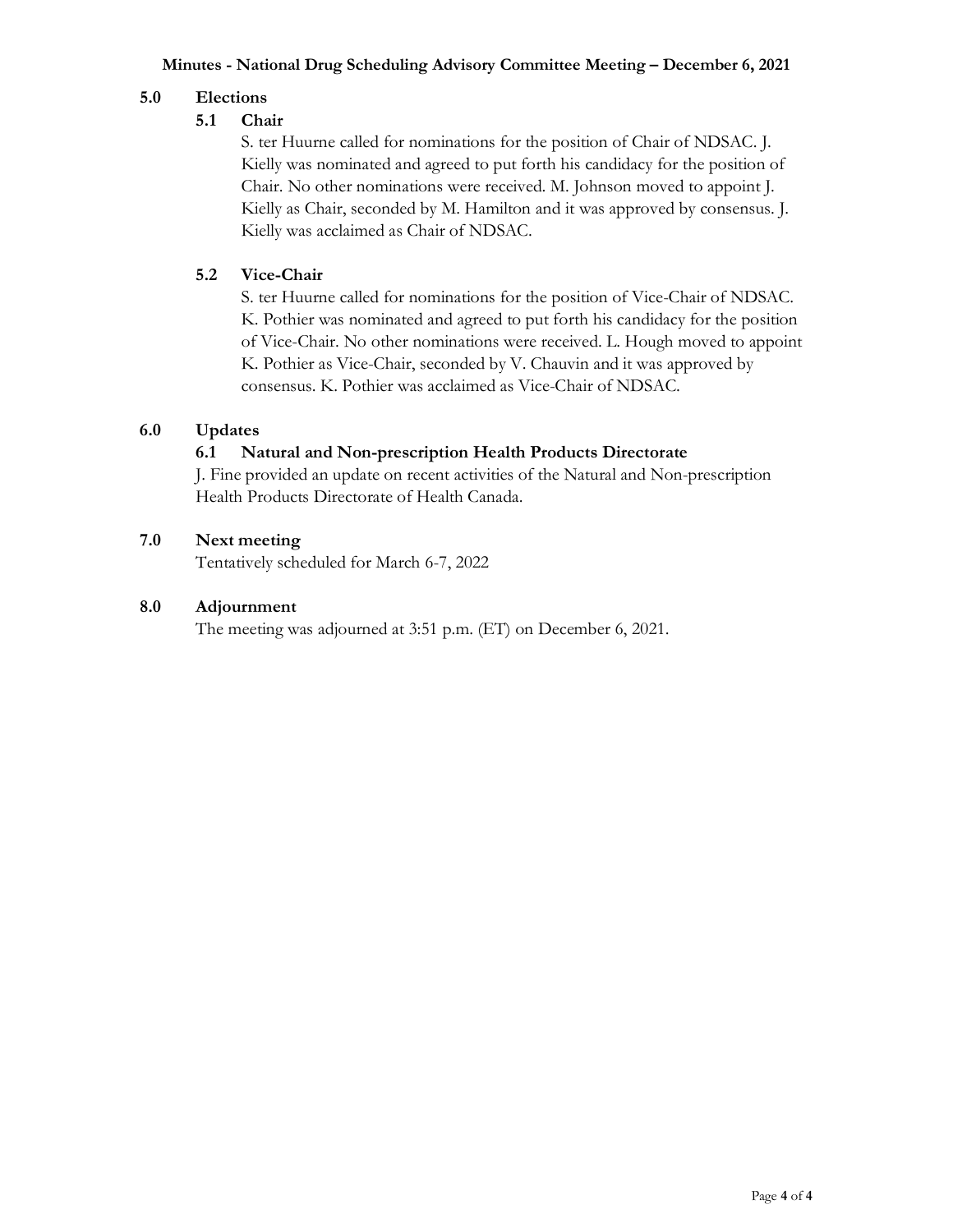## 5.0 Elections

### 5.1 Chair

S. ter Huurne called for nominations for the position of Chair of NDSAC. J. Kielly was nominated and agreed to put forth his candidacy for the position of Chair. No other nominations were received. M. Johnson moved to appoint J. Kielly as Chair, seconded by M. Hamilton and it was approved by consensus. J. Kielly was acclaimed as Chair of NDSAC.

### 5.2 Vice-Chair

S. ter Huurne called for nominations for the position of Vice-Chair of NDSAC. K. Pothier was nominated and agreed to put forth his candidacy for the position of Vice-Chair. No other nominations were received. L. Hough moved to appoint K. Pothier as Vice-Chair, seconded by V. Chauvin and it was approved by consensus. K. Pothier was acclaimed as Vice-Chair of NDSAC.

## 6.0 Updates

### 6.1 Natural and Non-prescription Health Products Directorate

J. Fine provided an update on recent activities of the Natural and Non-prescription Health Products Directorate of Health Canada.

## 7.0 Next meeting

Tentatively scheduled for March 6-7, 2022

## 8.0 Adjournment

The meeting was adjourned at 3:51 p.m. (ET) on December 6, 2021.